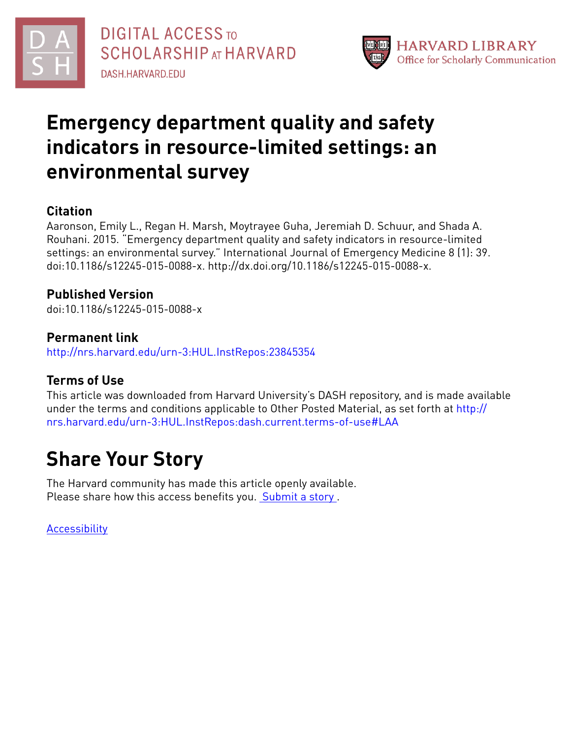DIGITAL ACCESS TO SCHOLARSHIP AT HARVARD

DASH.HARVARD.EDU

HARVARD LIBRARY
Office for Scholarly Communication

# Emergency department quality and safety indicators in resource-limited settings: an environmental survey

## Citation

Aaronson, Emily L., Regan H. Marsh, Moytrayee Guha, Jeremiah D. Schuur, and Shada A. Rouhani. 2015. "Emergency department quality and safety indicators in resource-limited settings: an environmental survey." International Journal of Emergency Medicine 8 (1): 39. doi:10.1186/s12245-015-0088-x. http://dx.doi.org/10.1186/s12245-015-0088-x.

## Published Version

doi:10.1186/s12245-015-0088-x

## Permanent link

http://nrs.harvard.edu/urn-3:HUL.InstRepos:23845354

## Terms of Use

This article was downloaded from Harvard University's DASH repository, and is made available under the terms and conditions applicable to Other Posted Material, as set forth at http://nrs.harvard.edu/urn-3:HUL.InstRepos:dash.current.terms-of-use#LAA

# Share Your Story

The Harvard community has made this article openly available.
Please share how this access benefits you. Submit a story .

Accessibility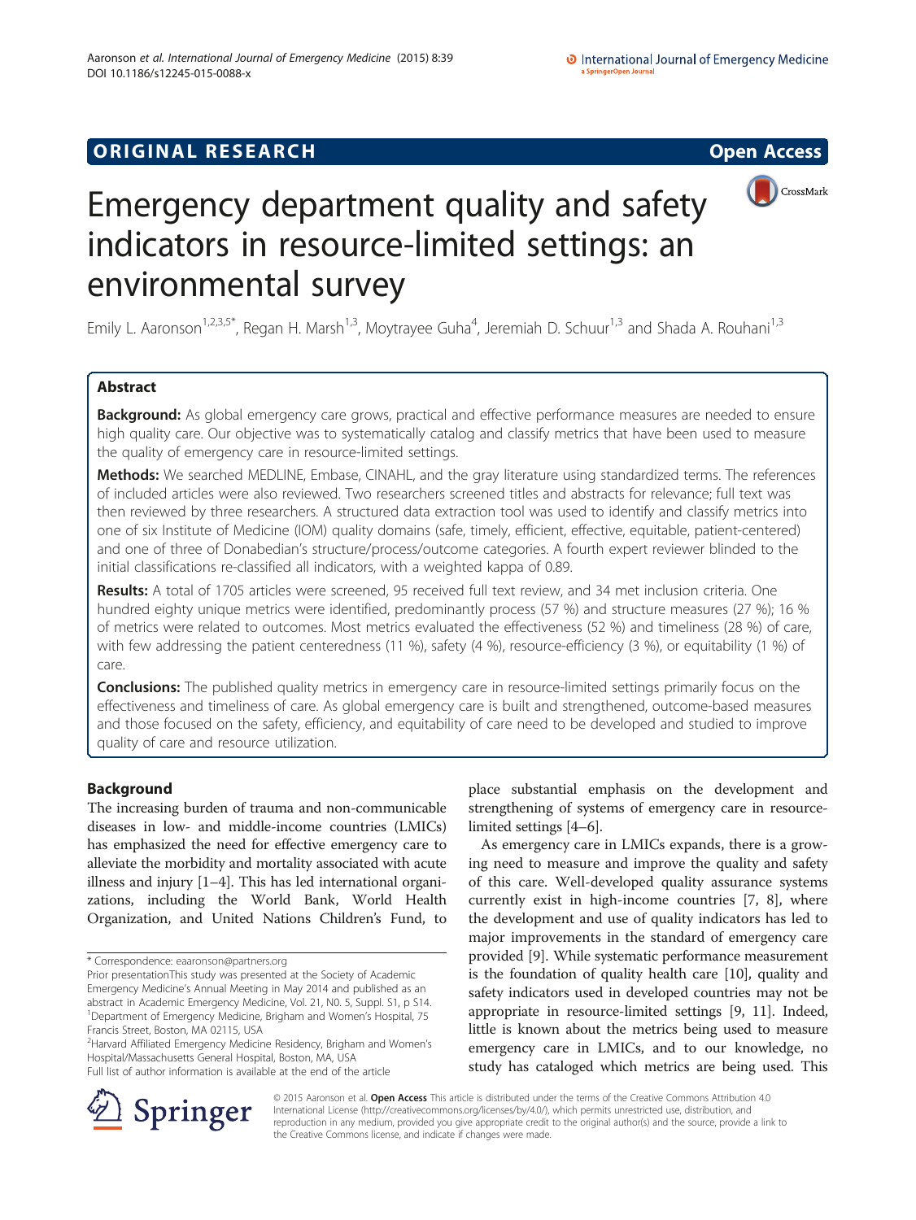# Emergency department quality and safety indicators in resource-limited settings: an environmental survey

Emily L. Aaronson[1,2,3,5*], Regan H. Marsh[1,3], Moytrayee Guha[4], Jeremiah D. Schuur[1,3] and Shada A. Rouhani[1,3]

## Abstract

**Background:** As global emergency care grows, practical and effective performance measures are needed to ensure high quality care. Our objective was to systematically catalog and classify metrics that have been used to measure the quality of emergency care in resource-limited settings.

**Methods:** We searched MEDLINE, Embase, CINAHL, and the gray literature using standardized terms. The references of included articles were also reviewed. Two researchers screened titles and abstracts for relevance; full text was then reviewed by three researchers. A structured data extraction tool was used to identify and classify metrics into one of six Institute of Medicine (IOM) quality domains (safe, timely, efficient, effective, equitable, patient-centered) and one of three of Donabedian's structure/process/outcome categories. A fourth expert reviewer blinded to the initial classifications re-classified all indicators, with a weighted kappa of 0.89.

**Results:** A total of 1705 articles were screened, 95 received full text review, and 34 met inclusion criteria. One hundred eighty unique metrics were identified, predominantly process (57 %) and structure measures (27 %); 16 % of metrics were related to outcomes. Most metrics evaluated the effectiveness (52 %) and timeliness (28 %) of care, with few addressing the patient centeredness (11 %), safety (4 %), resource-efficiency (3 %), or equitability (1 %) of care.

**Conclusions:** The published quality metrics in emergency care in resource-limited settings primarily focus on the effectiveness and timeliness of care. As global emergency care is built and strengthened, outcome-based measures and those focused on the safety, efficiency, and equitability of care need to be developed and studied to improve quality of care and resource utilization.

## Background

The increasing burden of trauma and non-communicable diseases in low- and middle-income countries (LMICs) has emphasized the need for effective emergency care to alleviate the morbidity and mortality associated with acute illness and injury [1–4]. This has led international organizations, including the World Bank, World Health Organization, and United Nations Children's Fund, to place substantial emphasis on the development and strengthening of systems of emergency care in resource-limited settings [4–6].

As emergency care in LMICs expands, there is a growing need to measure and improve the quality and safety of this care. Well-developed quality assurance systems currently exist in high-income countries [7, 8], where the development and use of quality indicators has led to major improvements in the standard of emergency care provided [9]. While systematic performance measurement is the foundation of quality health care [10], quality and safety indicators used in developed countries may not be appropriate in resource-limited settings [9, 11]. Indeed, little is known about the metrics being used to measure emergency care in LMICs, and to our knowledge, no study has cataloged which metrics are being used. This

\* Correspondence: eaaronson@partners.org

Prior presentationThis study was presented at the Society of Academic Emergency Medicine's Annual Meeting in May 2014 and published as an abstract in Academic Emergency Medicine, Vol. 21, N0. 5, Suppl. S1, p S14.

[1]Department of Emergency Medicine, Brigham and Women's Hospital, 75 Francis Street, Boston, MA 02115, USA

[2]Harvard Affiliated Emergency Medicine Residency, Brigham and Women's Hospital/Massachusetts General Hospital, Boston, MA, USA

Full list of author information is available at the end of the article

© 2015 Aaronson et al. **Open Access** This article is distributed under the terms of the Creative Commons Attribution 4.0 International License (http://creativecommons.org/licenses/by/4.0/), which permits unrestricted use, distribution, and reproduction in any medium, provided you give appropriate credit to the original author(s) and the source, provide a link to the Creative Commons license, and indicate if changes were made.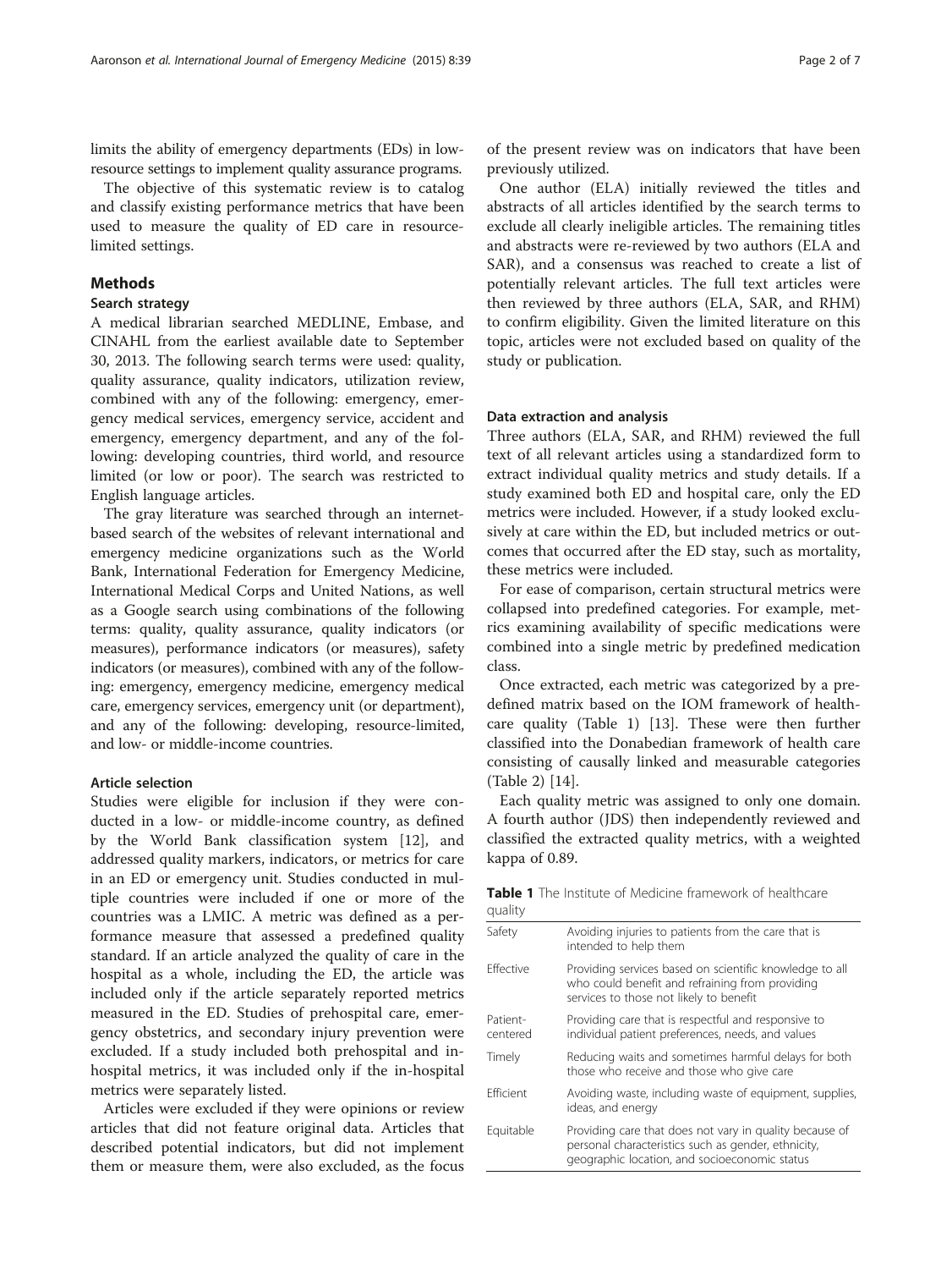limits the ability of emergency departments (EDs) in low-resource settings to implement quality assurance programs.

The objective of this systematic review is to catalog and classify existing performance metrics that have been used to measure the quality of ED care in resource-limited settings.

## Methods

### Search strategy

A medical librarian searched MEDLINE, Embase, and CINAHL from the earliest available date to September 30, 2013. The following search terms were used: quality, quality assurance, quality indicators, utilization review, combined with any of the following: emergency, emergency medical services, emergency service, accident and emergency, emergency department, and any of the following: developing countries, third world, and resource limited (or low or poor). The search was restricted to English language articles.

The gray literature was searched through an internet-based search of the websites of relevant international and emergency medicine organizations such as the World Bank, International Federation for Emergency Medicine, International Medical Corps and United Nations, as well as a Google search using combinations of the following terms: quality, quality assurance, quality indicators (or measures), performance indicators (or measures), safety indicators (or measures), combined with any of the following: emergency, emergency medicine, emergency medical care, emergency services, emergency unit (or department), and any of the following: developing, resource-limited, and low- or middle-income countries.

#### Article selection

Studies were eligible for inclusion if they were conducted in a low- or middle-income country, as defined by the World Bank classification system [12], and addressed quality markers, indicators, or metrics for care in an ED or emergency unit. Studies conducted in multiple countries were included if one or more of the countries was a LMIC. A metric was defined as a performance measure that assessed a predefined quality standard. If an article analyzed the quality of care in the hospital as a whole, including the ED, the article was included only if the article separately reported metrics measured in the ED. Studies of prehospital care, emergency obstetrics, and secondary injury prevention were excluded. If a study included both prehospital and in-hospital metrics, it was included only if the in-hospital metrics were separately listed.

Articles were excluded if they were opinions or review articles that did not feature original data. Articles that described potential indicators, but did not implement them or measure them, were also excluded, as the focus of the present review was on indicators that have been previously utilized.

One author (ELA) initially reviewed the titles and abstracts of all articles identified by the search terms to exclude all clearly ineligible articles. The remaining titles and abstracts were re-reviewed by two authors (ELA and SAR), and a consensus was reached to create a list of potentially relevant articles. The full text articles were then reviewed by three authors (ELA, SAR, and RHM) to confirm eligibility. Given the limited literature on this topic, articles were not excluded based on quality of the study or publication.

#### Data extraction and analysis

Three authors (ELA, SAR, and RHM) reviewed the full text of all relevant articles using a standardized form to extract individual quality metrics and study details. If a study examined both ED and hospital care, only the ED metrics were included. However, if a study looked exclusively at care within the ED, but included metrics or outcomes that occurred after the ED stay, such as mortality, these metrics were included.

For ease of comparison, certain structural metrics were collapsed into predefined categories. For example, metrics examining availability of specific medications were combined into a single metric by predefined medication class.

Once extracted, each metric was categorized by a predefined matrix based on the IOM framework of healthcare quality (Table 1) [13]. These were then further classified into the Donabedian framework of health care consisting of causally linked and measurable categories (Table 2) [14].

Each quality metric was assigned to only one domain. A fourth author (JDS) then independently reviewed and classified the extracted quality metrics, with a weighted kappa of 0.89.

**Table 1** The Institute of Medicine framework of healthcare quality

| | |
|---|---|
| Safety | Avoiding injuries to patients from the care that is intended to help them |
| Effective | Providing services based on scientific knowledge to all who could benefit and refraining from providing services to those not likely to benefit |
| Patient-centered | Providing care that is respectful and responsive to individual patient preferences, needs, and values |
| Timely | Reducing waits and sometimes harmful delays for both those who receive and those who give care |
| Efficient | Avoiding waste, including waste of equipment, supplies, ideas, and energy |
| Equitable | Providing care that does not vary in quality because of personal characteristics such as gender, ethnicity, geographic location, and socioeconomic status |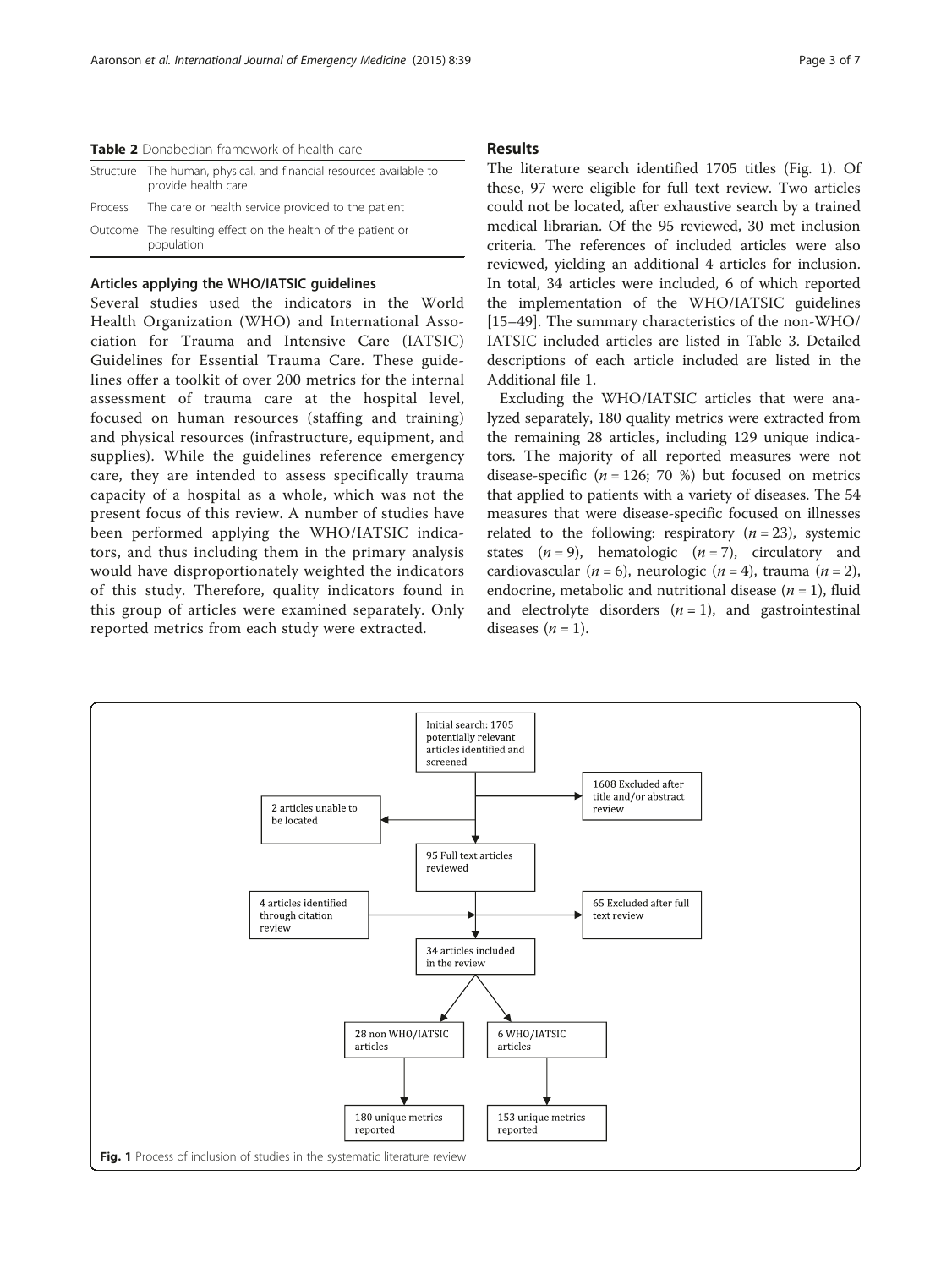**Table 2** Donabedian framework of health care

| | |
|---|---|
| Structure | The human, physical, and financial resources available to provide health care |
| Process | The care or health service provided to the patient |
| Outcome | The resulting effect on the health of the patient or population |

### Articles applying the WHO/IATSIC guidelines

Several studies used the indicators in the World Health Organization (WHO) and International Association for Trauma and Intensive Care (IATSIC) Guidelines for Essential Trauma Care. These guidelines offer a toolkit of over 200 metrics for the internal assessment of trauma care at the hospital level, focused on human resources (staffing and training) and physical resources (infrastructure, equipment, and supplies). While the guidelines reference emergency care, they are intended to assess specifically trauma capacity of a hospital as a whole, which was not the present focus of this review. A number of studies have been performed applying the WHO/IATSIC indicators, and thus including them in the primary analysis would have disproportionately weighted the indicators of this study. Therefore, quality indicators found in this group of articles were examined separately. Only reported metrics from each study were extracted.

## Results

The literature search identified 1705 titles (Fig. 1). Of these, 97 were eligible for full text review. Two articles could not be located, after exhaustive search by a trained medical librarian. Of the 95 reviewed, 30 met inclusion criteria. The references of included articles were also reviewed, yielding an additional 4 articles for inclusion. In total, 34 articles were included, 6 of which reported the implementation of the WHO/IATSIC guidelines [15–49]. The summary characteristics of the non-WHO/IATSIC included articles are listed in Table 3. Detailed descriptions of each article included are listed in the Additional file 1.

Excluding the WHO/IATSIC articles that were analyzed separately, 180 quality metrics were extracted from the remaining 28 articles, including 129 unique indicators. The majority of all reported measures were not disease-specific ($n = 126$; 70 %) but focused on metrics that applied to patients with a variety of diseases. The 54 measures that were disease-specific focused on illnesses related to the following: respiratory ($n = 23$), systemic states ($n = 9$), hematologic ($n = 7$), circulatory and cardiovascular ($n = 6$), neurologic ($n = 4$), trauma ($n = 2$), endocrine, metabolic and nutritional disease ($n = 1$), fluid and electrolyte disorders ($n = 1$), and gastrointestinal diseases ($n = 1$).

Initial search: 1705 potentially relevant articles identified and screened

1608 Excluded after title and/or abstract review

2 articles unable to be located

95 Full text articles reviewed

4 articles identified through citation review

65 Excluded after full text review

34 articles included in the review

28 non WHO/IATSIC articles

6 WHO/IATSIC articles

180 unique metrics reported

153 unique metrics reported

**Fig. 1** Process of inclusion of studies in the systematic literature review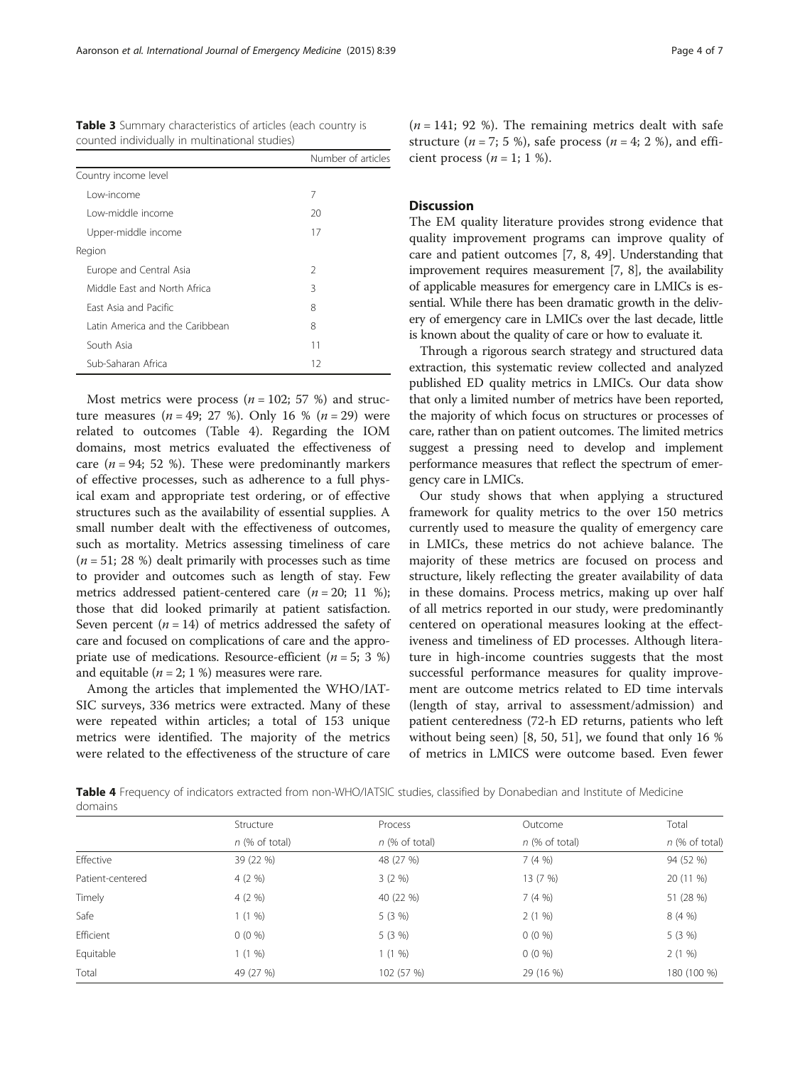**Table 3** Summary characteristics of articles (each country is counted individually in multinational studies)

| | Number of articles |
|---|---|
| Country income level | |
| Low-income | 7 |
| Low-middle income | 20 |
| Upper-middle income | 17 |
| Region | |
| Europe and Central Asia | 2 |
| Middle East and North Africa | 3 |
| East Asia and Pacific | 8 |
| Latin America and the Caribbean | 8 |
| South Asia | 11 |
| Sub-Saharan Africa | 12 |

Most metrics were process ($n = 102$; 57 %) and structure measures ($n = 49$; 27 %). Only 16 % ($n = 29$) were related to outcomes (Table 4). Regarding the IOM domains, most metrics evaluated the effectiveness of care ($n = 94$; 52 %). These were predominantly markers of effective processes, such as adherence to a full physical exam and appropriate test ordering, or of effective structures such as the availability of essential supplies. A small number dealt with the effectiveness of outcomes, such as mortality. Metrics assessing timeliness of care ($n = 51$; 28 %) dealt primarily with processes such as time to provider and outcomes such as length of stay. Few metrics addressed patient-centered care ($n = 20$; 11 %); those that did looked primarily at patient satisfaction. Seven percent ($n = 14$) of metrics addressed the safety of care and focused on complications of care and the appropriate use of medications. Resource-efficient ($n = 5$; 3 %) and equitable ($n = 2$; 1 %) measures were rare.

Among the articles that implemented the WHO/IATSIC surveys, 336 metrics were extracted. Many of these were repeated within articles; a total of 153 unique metrics were identified. The majority of the metrics were related to the effectiveness of the structure of care ($n = 141$; 92 %). The remaining metrics dealt with safe structure ($n = 7$; 5 %), safe process ($n = 4$; 2 %), and efficient process ($n = 1$; 1 %).

## Discussion

The EM quality literature provides strong evidence that quality improvement programs can improve quality of care and patient outcomes [7, 8, 49]. Understanding that improvement requires measurement [7, 8], the availability of applicable measures for emergency care in LMICs is essential. While there has been dramatic growth in the delivery of emergency care in LMICs over the last decade, little is known about the quality of care or how to evaluate it.

Through a rigorous search strategy and structured data extraction, this systematic review collected and analyzed published ED quality metrics in LMICs. Our data show that only a limited number of metrics have been reported, the majority of which focus on structures or processes of care, rather than on patient outcomes. The limited metrics suggest a pressing need to develop and implement performance measures that reflect the spectrum of emergency care in LMICs.

Our study shows that when applying a structured framework for quality metrics to the over 150 metrics currently used to measure the quality of emergency care in LMICs, these metrics do not achieve balance. The majority of these metrics are focused on process and structure, likely reflecting the greater availability of data in these domains. Process metrics, making up over half of all metrics reported in our study, were predominantly centered on operational measures looking at the effectiveness and timeliness of ED processes. Although literature in high-income countries suggests that the most successful performance measures for quality improvement are outcome metrics related to ED time intervals (length of stay, arrival to assessment/admission) and patient centeredness (72-h ED returns, patients who left without being seen) [8, 50, 51], we found that only 16 % of metrics in LMICS were outcome based. Even fewer

**Table 4** Frequency of indicators extracted from non-WHO/IATSIC studies, classified by Donabedian and Institute of Medicine domains

| | Structure | Process | Outcome | Total |
|---|---|---|---|---|
| | *n* (% of total) | *n* (% of total) | *n* (% of total) | *n* (% of total) |
| Effective | 39 (22 %) | 48 (27 %) | 7 (4 %) | 94 (52 %) |
| Patient-centered | 4 (2 %) | 3 (2 %) | 13 (7 %) | 20 (11 %) |
| Timely | 4 (2 %) | 40 (22 %) | 7 (4 %) | 51 (28 %) |
| Safe | 1 (1 %) | 5 (3 %) | 2 (1 %) | 8 (4 %) |
| Efficient | 0 (0 %) | 5 (3 %) | 0 (0 %) | 5 (3 %) |
| Equitable | 1 (1 %) | 1 (1 %) | 0 (0 %) | 2 (1 %) |
| Total | 49 (27 %) | 102 (57 %) | 29 (16 %) | 180 (100 %) |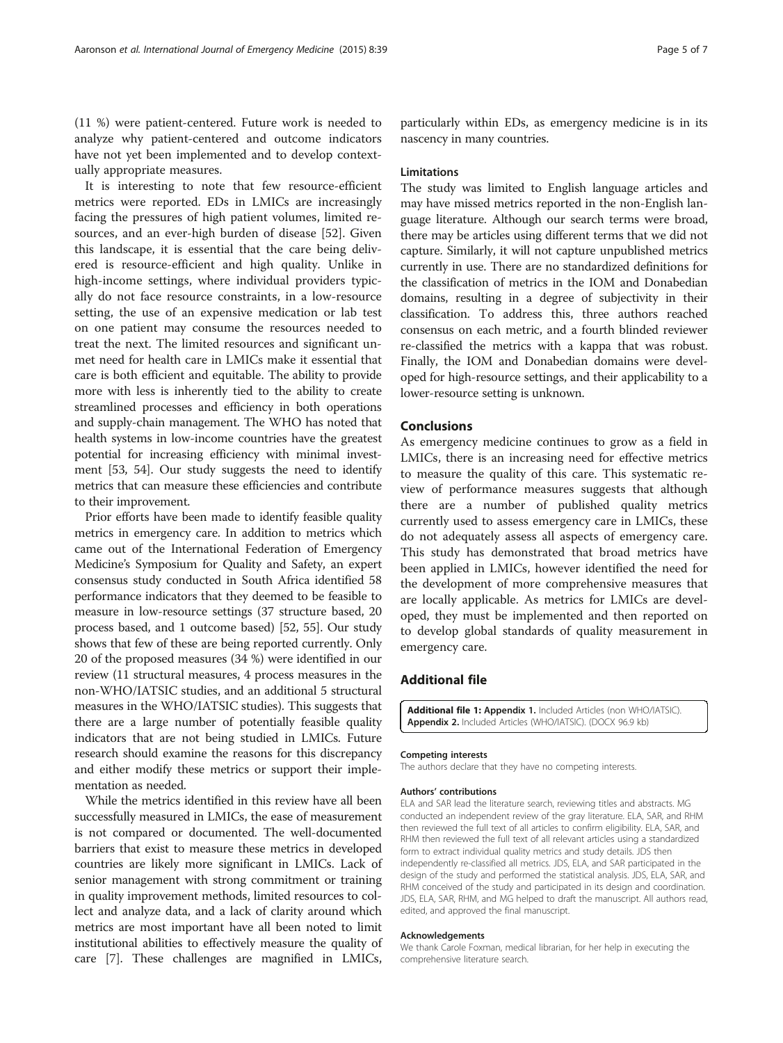(11 %) were patient-centered. Future work is needed to analyze why patient-centered and outcome indicators have not yet been implemented and to develop contextually appropriate measures.

It is interesting to note that few resource-efficient metrics were reported. EDs in LMICs are increasingly facing the pressures of high patient volumes, limited resources, and an ever-high burden of disease [52]. Given this landscape, it is essential that the care being delivered is resource-efficient and high quality. Unlike in high-income settings, where individual providers typically do not face resource constraints, in a low-resource setting, the use of an expensive medication or lab test on one patient may consume the resources needed to treat the next. The limited resources and significant unmet need for health care in LMICs make it essential that care is both efficient and equitable. The ability to provide more with less is inherently tied to the ability to create streamlined processes and efficiency in both operations and supply-chain management. The WHO has noted that health systems in low-income countries have the greatest potential for increasing efficiency with minimal investment [53, 54]. Our study suggests the need to identify metrics that can measure these efficiencies and contribute to their improvement.

Prior efforts have been made to identify feasible quality metrics in emergency care. In addition to metrics which came out of the International Federation of Emergency Medicine's Symposium for Quality and Safety, an expert consensus study conducted in South Africa identified 58 performance indicators that they deemed to be feasible to measure in low-resource settings (37 structure based, 20 process based, and 1 outcome based) [52, 55]. Our study shows that few of these are being reported currently. Only 20 of the proposed measures (34 %) were identified in our review (11 structural measures, 4 process measures in the non-WHO/IATSIC studies, and an additional 5 structural measures in the WHO/IATSIC studies). This suggests that there are a large number of potentially feasible quality indicators that are not being studied in LMICs. Future research should examine the reasons for this discrepancy and either modify these metrics or support their implementation as needed.

While the metrics identified in this review have all been successfully measured in LMICs, the ease of measurement is not compared or documented. The well-documented barriers that exist to measure these metrics in developed countries are likely more significant in LMICs. Lack of senior management with strong commitment or training in quality improvement methods, limited resources to collect and analyze data, and a lack of clarity around which metrics are most important have all been noted to limit institutional abilities to effectively measure the quality of care [7]. These challenges are magnified in LMICs, particularly within EDs, as emergency medicine is in its nascency in many countries.

### Limitations

The study was limited to English language articles and may have missed metrics reported in the non-English language literature. Although our search terms were broad, there may be articles using different terms that we did not capture. Similarly, it will not capture unpublished metrics currently in use. There are no standardized definitions for the classification of metrics in the IOM and Donabedian domains, resulting in a degree of subjectivity in their classification. To address this, three authors reached consensus on each metric, and a fourth blinded reviewer re-classified the metrics with a kappa that was robust. Finally, the IOM and Donabedian domains were developed for high-resource settings, and their applicability to a lower-resource setting is unknown.

## Conclusions

As emergency medicine continues to grow as a field in LMICs, there is an increasing need for effective metrics to measure the quality of this care. This systematic review of performance measures suggests that although there are a number of published quality metrics currently used to assess emergency care in LMICs, these do not adequately assess all aspects of emergency care. This study has demonstrated that broad metrics have been applied in LMICs, however identified the need for the development of more comprehensive measures that are locally applicable. As metrics for LMICs are developed, they must be implemented and then reported on to develop global standards of quality measurement in emergency care.

## Additional file

**Additional file 1: Appendix 1.** Included Articles (non WHO/IATSIC). **Appendix 2.** Included Articles (WHO/IATSIC). (DOCX 96.9 kb)

#### Competing interests

The authors declare that they have no competing interests.

#### Authors' contributions

ELA and SAR lead the literature search, reviewing titles and abstracts. MG conducted an independent review of the gray literature. ELA, SAR, and RHM then reviewed the full text of all articles to confirm eligibility. ELA, SAR, and RHM then reviewed the full text of all relevant articles using a standardized form to extract individual quality metrics and study details. JDS then independently re-classified all metrics. JDS, ELA, and SAR participated in the design of the study and performed the statistical analysis. JDS, ELA, SAR, and RHM conceived of the study and participated in its design and coordination. JDS, ELA, SAR, RHM, and MG helped to draft the manuscript. All authors read, edited, and approved the final manuscript.

#### Acknowledgements

We thank Carole Foxman, medical librarian, for her help in executing the comprehensive literature search.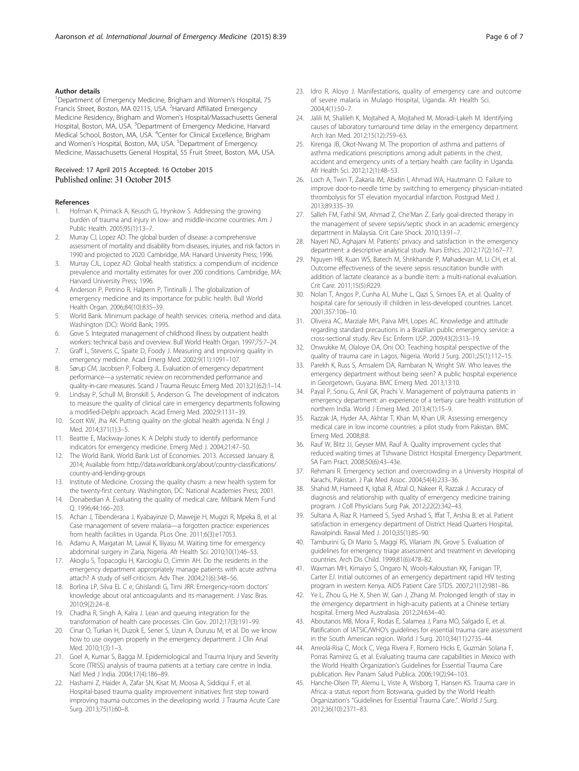#### Author details

[1]Department of Emergency Medicine, Brigham and Women's Hospital, 75 Francis Street, Boston, MA 02115, USA. [2]Harvard Affiliated Emergency Medicine Residency, Brigham and Women's Hospital/Massachusetts General Hospital, Boston, MA, USA. [3]Department of Emergency Medicine, Harvard Medical School, Boston, MA, USA. [4]Center for Clinical Excellence, Brigham and Women's Hospital, Boston, MA, USA. [5]Department of Emergency Medicine, Massachusetts General Hospital, 55 Fruit Street, Boston, MA, USA.

Received: 17 April 2015 Accepted: 16 October 2015
Published online: 31 October 2015

#### References

1. Hofman K, Primack A, Keusch G, Hrynkow S. Addressing the growing burden of trauma and injury in low- and middle-income countries. Am J Public Health. 2005;95(1):13–7.
2. Murray CJ, Lopez AD. The global burden of disease: a comprehensive assessment of mortality and disability from diseases, injuries, and risk factors in 1990 and projected to 2020. Cambridge, MA: Harvard University Press; 1996.
3. Murray CJL, Lopez AD. Global health statistics: a compendium of incidence prevalence and mortality estimates for over 200 conditions. Cambridge, MA: Harvard University Press; 1996.
4. Anderson P, Petrino R, Halpern P, Tintinalli J. The globalization of emergency medicine and its importance for public health. Bull World Health Organ. 2006;84(10):835–39.
5. World Bank. Minimum package of health services: criteria, method and data. Washington (DC): World Bank; 1995.
6. Gove S. Integrated management of childhood illness by outpatient health workers: technical basis and overview. Bull World Health Organ. 1997;75:7–24.
7. Graff L, Stevens C, Spaite D, Foody J. Measuring and improving quality in emergency medicine. Acad Emerg Med. 2002;9(11):1091–107.
8. Sørup CM, Jacobsen P, Folberg JL. Evaluation of emergency department performance—a systematic review on recommended performance and quality-in-care measures. Scand J Trauma Resusc Emerg Med. 2013;21(62):1–14.
9. Lindsay P, Schull M, Bronskill S, Anderson G. The development of indicators to measure the quality of clinical care in emergency departments following a modified-Delphi approach. Acad Emerg Med. 2002;9:1131–39.
10. Scott KW, Jha AK. Putting quality on the global health agenda. N Engl J Med. 2014;371(1):3–5.
11. Beattie E, Mackway-Jones K. A Delphi study to identify performance indicators for emergency medicine. Emerg Med J. 2004;21:47–50.
12. The World Bank. World Bank List of Economies. 2013. Accessed January 8, 2014; Available from: http://data.worldbank.org/about/country-classifications/country-and-lending-groups
13. Institute of Medicine. Crossing the quality chasm: a new health system for the twenty-first century. Washington, DC: National Academies Press; 2001.
14. Donabedian A. Evaluating the quality of medical care. Milbank Mem Fund Q. 1996;44:166–203.
15. Achan J, Tibenderana J, Kyabayinze D, Mawejje H, Mugizi R, Mpeka B, et al. Case management of severe malaria—a forgotten practice: experiences from health facilities in Uganda. PLos One. 2011;6(3):e17053.
16. Adamu A, Maigatari M, Lawal K, Iliyasu M. Waiting time for emergency abdominal surgery in Zaria, Nigeria. Afr Health Sci. 2010;10(1):46–53.
17. Akoglu S, Topacoglu H, Karcioglu O, Cimrin AH. Do the residents in the emergency department appropriately manage patients with acute asthma attach? A study of self-criticism. Adv Ther. 2004;21(6):348–56.
18. Borlina LP, Silva EL C e, Ghislandi G, Timi JRR. Emergency-room doctors' knowledge about oral anticoagulants and its management. J Vasc Bras. 2010;9(2):24–8.
19. Chadha R, Singh A, Kalra J. Lean and queuing integration for the transformation of health care processes. Clin Gov. 2012;17(3):191–99.
20. Cinar O, Turkan H, Duzok E, Sener S, Uzun A, Durusu M, et al. Do we know how to use oxygen properly in the emergency department. J Clin Anal Med. 2010;1(3):1–3.
21. Goel A, Kumar S, Bagga M. Epidemiological and Trauma Injury and Severity Score (TRISS) analysis of trauma patients at a tertiary care centre in India. Natl Med J India. 2004;17(4):186–89.
22. Hashami Z, Haider A, Zafar SN, Kisat M, Moosa A, Siddiqui F, et al. Hospital-based trauma quality improvement initiatives: first step toward improving trauma outcomes in the developing world. J Trauma Acute Care Surg. 2013;75(1):60–8.
23. Idro R, Aloyo J. Manifestations, quality of emergency care and outcome of severe malaria in Mulago Hospital, Uganda. Afr Health Sci. 2004;4(1):50–7.
24. Jalili M, Shalileh K, Mojtahed A, Mojtahed M, Moradi-Lakeh M. Identifying causes of laboratory turnaround time delay in the emergency department. Arch Iran Med. 2012;15(12):759–63.
25. Kirenga JB, Okot-Nwang M. The proportion of asthma and patterns of asthma medications prescriptions among adult patients in the chest, accident and emergency units of a tertiary health care facility in Uganda. Afr Health Sci. 2012;12(1):48–53.
26. Loch A, Twin T, Zakaria IM, Abidin I, Ahmad WA, Hautmann O. Failure to improve door-to-needle time by switching to emergency physician-initiated thrombolysis for ST elevation myocardial infarction. Postgrad Med J. 2013;89:335–39.
27. Salleh FM, Fathil SM, Ahmad Z, Che'Man Z. Early goal-directed therapy in the management of severe sepsis/septic shock in an academic emergency department in Malaysia. Crit Care Shock. 2010;13:91–7.
28. Nayeri ND, Aghajani M. Patients' privacy and satisfaction in the emergency department: a descriptive analytical study. Nurs Ethics. 2012;17(2):167–77.
29. Nguyen HB, Kuan WS, Batech M, Shrikhande P, Mahadevan M, Li CH, et al. Outcome effectiveness of the severe sepsis resuscitation bundle with addition of lactate clearance as a bundle item: a multi-national evaluation. Crit Care. 2011;15(5):R229.
30. Nolan T, Angos P, Cunha AJ, Muhe L, Qazi S, Simoes EA, et al. Quality of hospital care for seriously ill children in less-developed countries. Lancet. 2001;357:106–10.
31. Oliveira AC, Marziale MH, Paiva MH, Lopes AC. Knowledge and attitude regarding standard precautions in a Brazilian public emergency service: a cross-sectional study. Rev Esc Enferm USP. 2009;43(2):313–19.
32. Onwukike M, Olaloye OA, Oni OO. Teaching hospital perspective of the quality of trauma care in Lagos, Nigeria. World J Surg. 2001;25(1):112–15.
33. Parekh K, Russ S, Amsalem DA, Rambaran N, Wright SW. Who leaves the emergency department without being seen? A public hospital experience in Georgetown, Guyana. BMC Emerg Med. 2013;13:10.
34. Payal P, Sonu G, Anil GK, Prachi V. Management of polytrauma patients in emergency department: an experience of a tertiary care health institution of northern India. World J Emerg Med. 2013;4(1):15–9.
35. Razzak JA, Hyder AA, Akhtar T, Khan M, Khan UR. Assessing emergency medical care in low income countries: a pilot study from Pakistan. BMC Emerg Med. 2008;8:8.
36. Rauf W, Blitz JJ, Geyser MM, Rauf A. Quality improvement cycles that reduced waiting times at Tshwane District Hospital Emergency Department. SA Fam Pract. 2008;50(6):43–43e.
37. Rehmani R. Emergency section and overcrowding in a University Hospital of Karachi, Pakistan. J Pak Med Assoc. 2004;54(4):233–36.
38. Shahid M, Hameed K, Iqbal R, Afzal O, Nakeer R, Razzak J. Accuracy of diagnosis and relationship with quality of emergency medicine training program. J Coll Physicians Surg Pak. 2012;22(2):342–43.
39. Sultana A, Riaz R, Hameed S, Syed Arshad S, Iffat T, Arshia B, et al. Patient satisfaction in emergency department of District Head Quarters Hospital, Rawalpindi. Rawal Med J. 2010;35(1):85–90.
40. Tamburini G, Di Mario S, Maggi RS, Vilariam JN, Grove S. Evaluation of guidelines for emergency triage assessment and treatment in developing countries. Arch Dis Child. 1999;81(6):478–82.
41. Waxman MH, Kimaiyo S, Ongaro N, Wools-Kaloustian KK, Fanigan TP, Carter EJ. Initial outcomes of an emergency department rapid HIV testing program in western Kenya. AIDS Patient Care STDS. 2007;21(12):981–86.
42. Ye L, Zhou G, He X, Shen W, Gan J, Zhang M. Prolonged length of stay in the emergency department in high-acuity patients at a Chinese tertiary hospital. Emerg Med Australasia. 2012;24:634–40.
43. Aboutanos MB, Mora F, Rodas E, Salamea J, Parra MO, Salgado E, et al. Ratification of IATSIC/WHO's guidelines for essential trauma care assessment in the South American region. World J Surg. 2010;34(11):2735–44.
44. Arreola-Risa C, Mock C, Vega Rivera F, Romero Hicks E, Guzmán Solana F, Porras Ramírez G, et al. Evaluating trauma care capabilities in Mexico with the World Health Organization's Guidelines for Essential Trauma Care publication. Rev Panam Salud Publica. 2006;19(2):94–103.
45. Hanche-Olsen TP, Alemu L, Viste A, Wisborg T, Hansen KS. Trauma care in Africa: a status report from Botswana, guided by the World Health Organization's "Guidelines for Essential Trauma Care.". World J Surg. 2012;36(10):2371–83.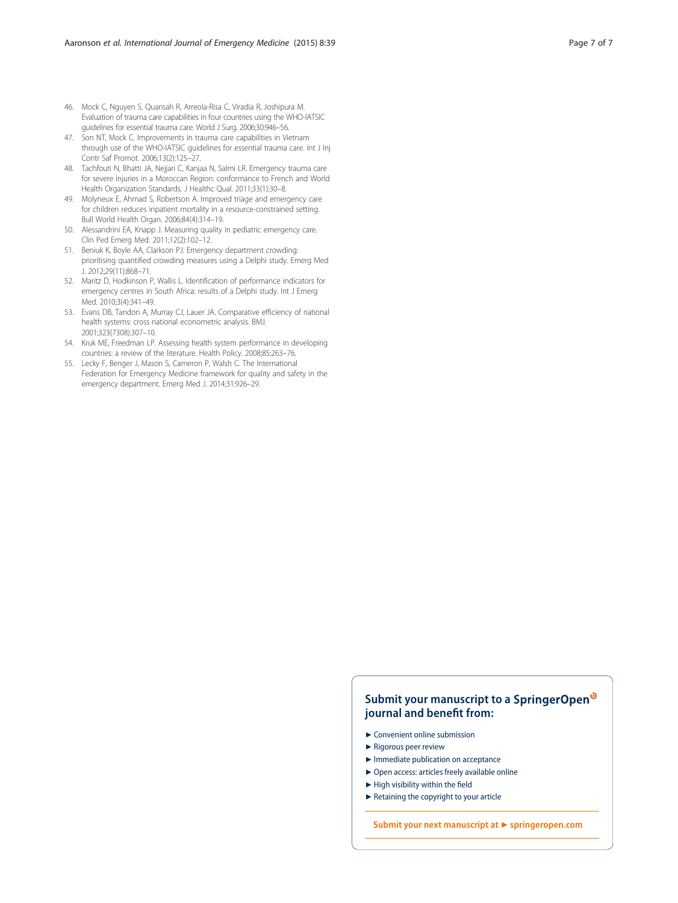46. Mock C, Nguyen S, Quansah R, Arreola-Risa C, Viradia R, Joshipura M. Evaluation of trauma care capabilities in four countries using the WHO-IATSIC guidelines for essential trauma care. World J Surg. 2006;30:946–56.
47. Son NT, Mock C. Improvements in trauma care capabilities in Vietnam through use of the WHO-IATSIC guidelines for essential trauma care. Int J Inj Contr Saf Promot. 2006;13(2):125–27.
48. Tachfouti N, Bhatti JA, Nejjari C, Kanjaa N, Salmi LR. Emergency trauma care for severe injuries in a Moroccan Region: conformance to French and World Health Organization Standards. J Healthc Qual. 2011;33(1):30–8.
49. Molyneux E, Ahmad S, Robertson A. Improved triage and emergency care for children reduces inpatient mortality in a resource-constrained setting. Bull World Health Organ. 2006;84(4):314–19.
50. Alessandrini EA, Knapp J. Measuring quality in pediatric emergency care. Clin Ped Emerg Med. 2011;12(2):102–12.
51. Beniuk K, Boyle AA, Clarkson PJ. Emergency department crowding: prioritising quantified crowding measures using a Delphi study. Emerg Med J. 2012;29(11):868–71.
52. Maritz D, Hodkinson P, Wallis L. Identification of performance indicators for emergency centres in South Africa: results of a Delphi study. Int J Emerg Med. 2010;3(4):341–49.
53. Evans DB, Tandon A, Murray CJ, Lauer JA. Comparative efficiency of national health systems: cross national econometric analysis. BMJ. 2001;323(7308):307–10.
54. Kruk ME, Freedman LP. Assessing health system performance in developing countries: a review of the literature. Health Policy. 2008;85:263–76.
55. Lecky F, Benger J, Mason S, Cameron P, Walsh C. The International Federation for Emergency Medicine framework for quality and safety in the emergency department. Emerg Med J. 2014;31:926–29.

**Submit your manuscript to a SpringerOpen journal and benefit from:**

- ► Convenient online submission
- ► Rigorous peer review
- ► Immediate publication on acceptance
- ► Open access: articles freely available online
- ► High visibility within the field
- ► Retaining the copyright to your article

**Submit your next manuscript at ► springeropen.com**